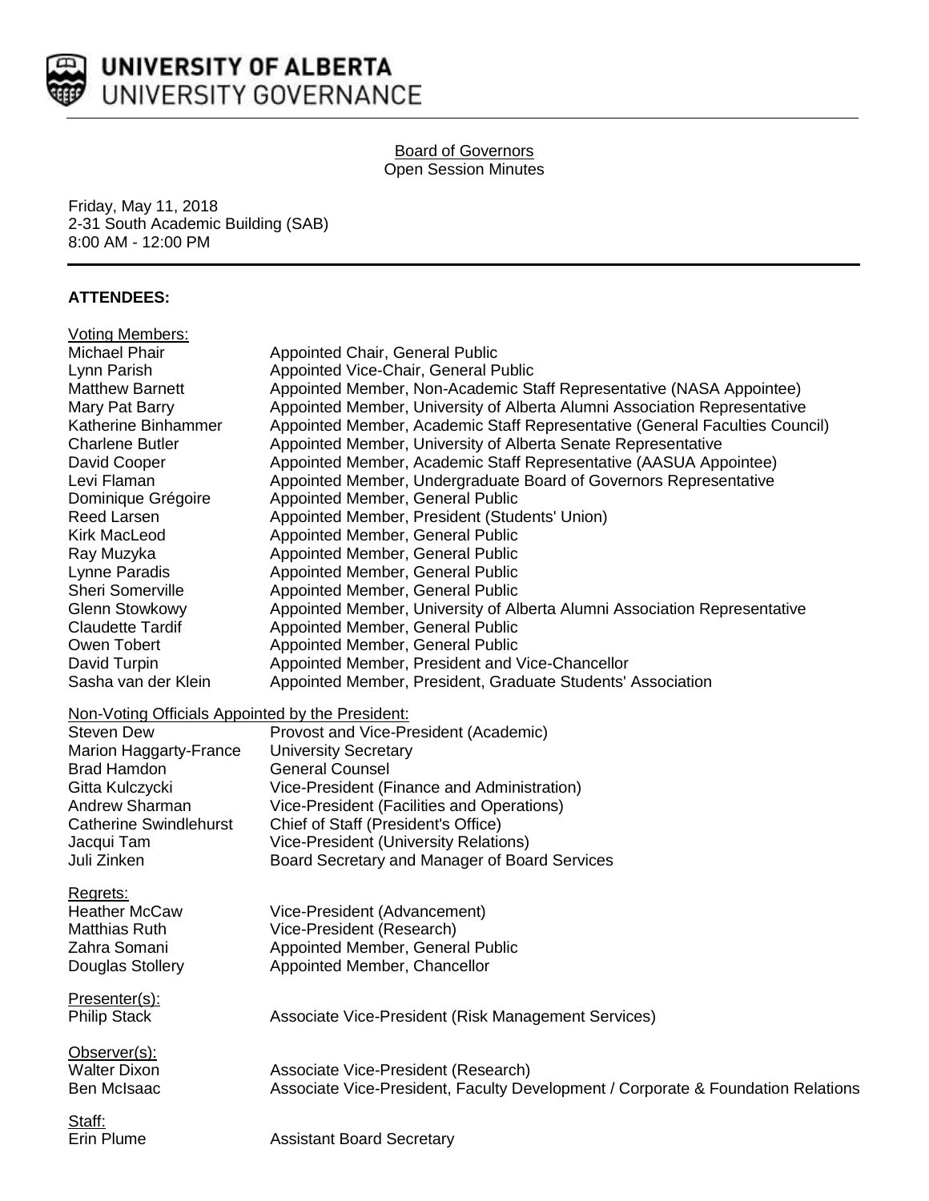UNIVERSITY OF ALBERTA
UNIVERSITY GOVERNANCE

# Board of Governors
## Open Session Minutes

Friday, May 11, 2018
2-31 South Academic Building (SAB)
8:00 AM - 12:00 PM

**ATTENDEES:**

Voting Members:

| | |
|---|---|
| Michael Phair | Appointed Chair, General Public |
| Lynn Parish | Appointed Vice-Chair, General Public |
| Matthew Barnett | Appointed Member, Non-Academic Staff Representative (NASA Appointee) |
| Mary Pat Barry | Appointed Member, University of Alberta Alumni Association Representative |
| Katherine Binhammer | Appointed Member, Academic Staff Representative (General Faculties Council) |
| Charlene Butler | Appointed Member, University of Alberta Senate Representative |
| David Cooper | Appointed Member, Academic Staff Representative (AASUA Appointee) |
| Levi Flaman | Appointed Member, Undergraduate Board of Governors Representative |
| Dominique Grégoire | Appointed Member, General Public |
| Reed Larsen | Appointed Member, President (Students' Union) |
| Kirk MacLeod | Appointed Member, General Public |
| Ray Muzyka | Appointed Member, General Public |
| Lynne Paradis | Appointed Member, General Public |
| Sheri Somerville | Appointed Member, General Public |
| Glenn Stowkowy | Appointed Member, University of Alberta Alumni Association Representative |
| Claudette Tardif | Appointed Member, General Public |
| Owen Tobert | Appointed Member, General Public |
| David Turpin | Appointed Member, President and Vice-Chancellor |
| Sasha van der Klein | Appointed Member, President, Graduate Students' Association |

Non-Voting Officials Appointed by the President:

| | |
|---|---|
| Steven Dew | Provost and Vice-President (Academic) |
| Marion Haggarty-France | University Secretary |
| Brad Hamdon | General Counsel |
| Gitta Kulczycki | Vice-President (Finance and Administration) |
| Andrew Sharman | Vice-President (Facilities and Operations) |
| Catherine Swindlehurst | Chief of Staff (President's Office) |
| Jacqui Tam | Vice-President (University Relations) |
| Juli Zinken | Board Secretary and Manager of Board Services |

Regrets:

| | |
|---|---|
| Heather McCaw | Vice-President (Advancement) |
| Matthias Ruth | Vice-President (Research) |
| Zahra Somani | Appointed Member, General Public |
| Douglas Stollery | Appointed Member, Chancellor |

Presenter(s):

| | |
|---|---|
| Philip Stack | Associate Vice-President (Risk Management Services) |

Observer(s):

| | |
|---|---|
| Walter Dixon | Associate Vice-President (Research) |
| Ben McIsaac | Associate Vice-President, Faculty Development / Corporate & Foundation Relations |

Staff:

| | |
|---|---|
| Erin Plume | Assistant Board Secretary |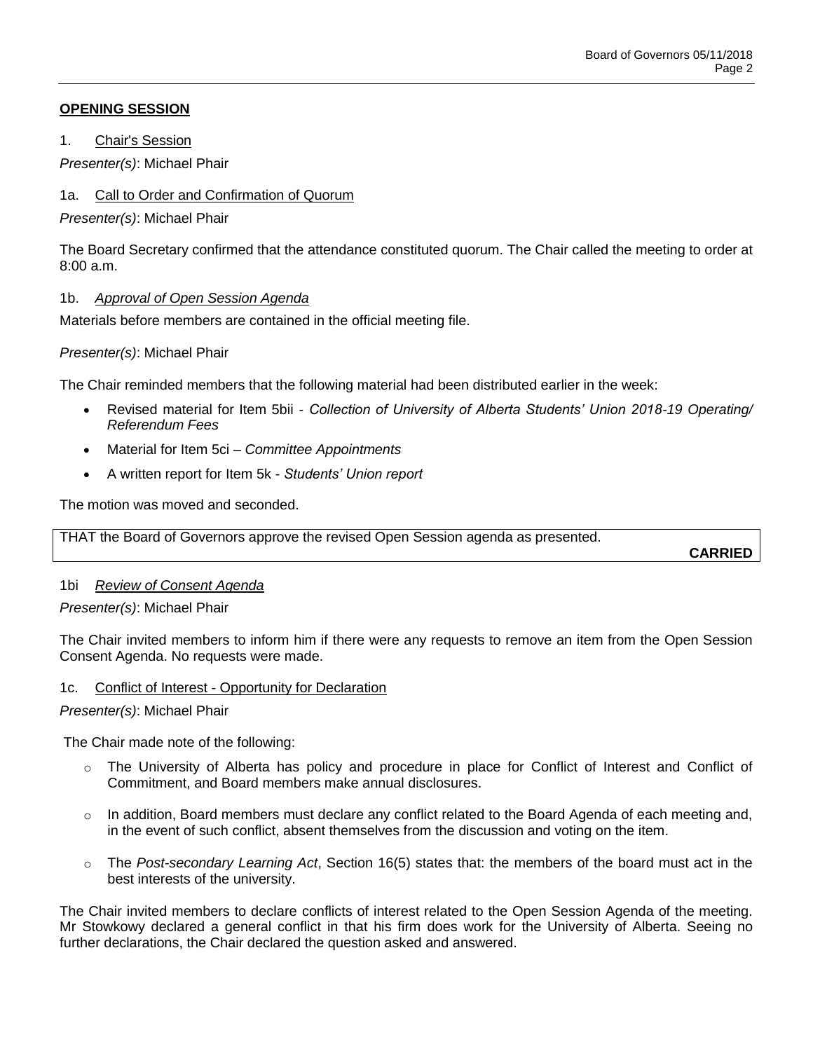## OPENING SESSION

1. Chair's Session

*Presenter(s)*: Michael Phair

1a. Call to Order and Confirmation of Quorum

*Presenter(s)*: Michael Phair

The Board Secretary confirmed that the attendance constituted quorum. The Chair called the meeting to order at 8:00 a.m.

1b. *Approval of Open Session Agenda*

Materials before members are contained in the official meeting file.

*Presenter(s)*: Michael Phair

The Chair reminded members that the following material had been distributed earlier in the week:

- Revised material for Item 5bii - *Collection of University of Alberta Students' Union 2018-19 Operating/ Referendum Fees*
- Material for Item 5ci – *Committee Appointments*
- A written report for Item 5k - *Students' Union report*

The motion was moved and seconded.

THAT the Board of Governors approve the revised Open Session agenda as presented.

**CARRIED**

1bi *Review of Consent Agenda*

*Presenter(s)*: Michael Phair

The Chair invited members to inform him if there were any requests to remove an item from the Open Session Consent Agenda. No requests were made.

1c. Conflict of Interest - Opportunity for Declaration

*Presenter(s)*: Michael Phair

The Chair made note of the following:

- The University of Alberta has policy and procedure in place for Conflict of Interest and Conflict of Commitment, and Board members make annual disclosures.
- In addition, Board members must declare any conflict related to the Board Agenda of each meeting and, in the event of such conflict, absent themselves from the discussion and voting on the item.
- The *Post-secondary Learning Act*, Section 16(5) states that: the members of the board must act in the best interests of the university.

The Chair invited members to declare conflicts of interest related to the Open Session Agenda of the meeting. Mr Stowkowy declared a general conflict in that his firm does work for the University of Alberta. Seeing no further declarations, the Chair declared the question asked and answered.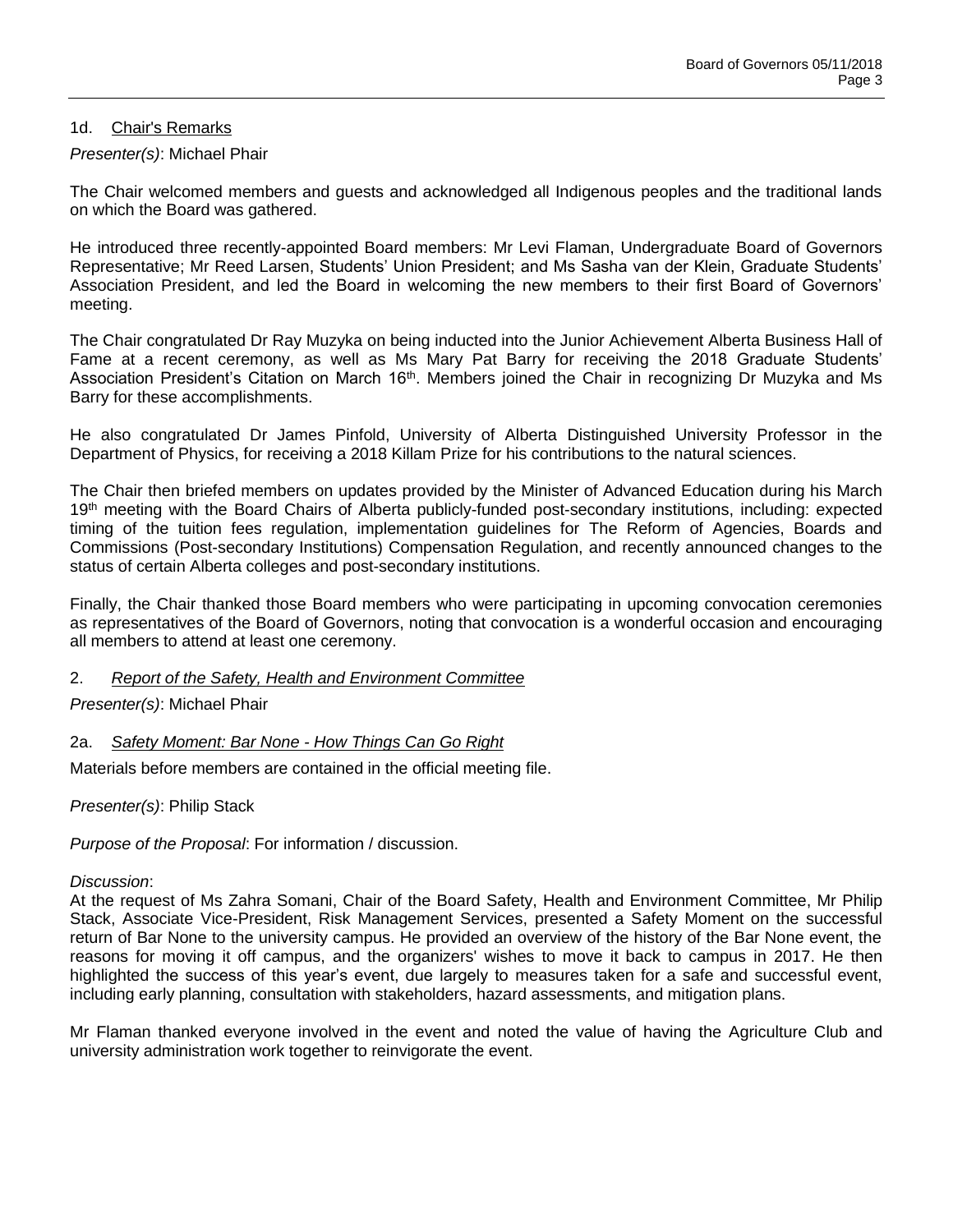## 1d. Chair's Remarks

*Presenter(s)*: Michael Phair

The Chair welcomed members and guests and acknowledged all Indigenous peoples and the traditional lands on which the Board was gathered.

He introduced three recently-appointed Board members: Mr Levi Flaman, Undergraduate Board of Governors Representative; Mr Reed Larsen, Students' Union President; and Ms Sasha van der Klein, Graduate Students' Association President, and led the Board in welcoming the new members to their first Board of Governors' meeting.

The Chair congratulated Dr Ray Muzyka on being inducted into the Junior Achievement Alberta Business Hall of Fame at a recent ceremony, as well as Ms Mary Pat Barry for receiving the 2018 Graduate Students' Association President's Citation on March 16th. Members joined the Chair in recognizing Dr Muzyka and Ms Barry for these accomplishments.

He also congratulated Dr James Pinfold, University of Alberta Distinguished University Professor in the Department of Physics, for receiving a 2018 Killam Prize for his contributions to the natural sciences.

The Chair then briefed members on updates provided by the Minister of Advanced Education during his March 19th meeting with the Board Chairs of Alberta publicly-funded post-secondary institutions, including: expected timing of the tuition fees regulation, implementation guidelines for The Reform of Agencies, Boards and Commissions (Post-secondary Institutions) Compensation Regulation, and recently announced changes to the status of certain Alberta colleges and post-secondary institutions.

Finally, the Chair thanked those Board members who were participating in upcoming convocation ceremonies as representatives of the Board of Governors, noting that convocation is a wonderful occasion and encouraging all members to attend at least one ceremony.

## 2. *Report of the Safety, Health and Environment Committee*

*Presenter(s)*: Michael Phair

### 2a. *Safety Moment: Bar None - How Things Can Go Right*

Materials before members are contained in the official meeting file.

*Presenter(s)*: Philip Stack

*Purpose of the Proposal*: For information / discussion.

*Discussion*:
At the request of Ms Zahra Somani, Chair of the Board Safety, Health and Environment Committee, Mr Philip Stack, Associate Vice-President, Risk Management Services, presented a Safety Moment on the successful return of Bar None to the university campus. He provided an overview of the history of the Bar None event, the reasons for moving it off campus, and the organizers' wishes to move it back to campus in 2017. He then highlighted the success of this year's event, due largely to measures taken for a safe and successful event, including early planning, consultation with stakeholders, hazard assessments, and mitigation plans.

Mr Flaman thanked everyone involved in the event and noted the value of having the Agriculture Club and university administration work together to reinvigorate the event.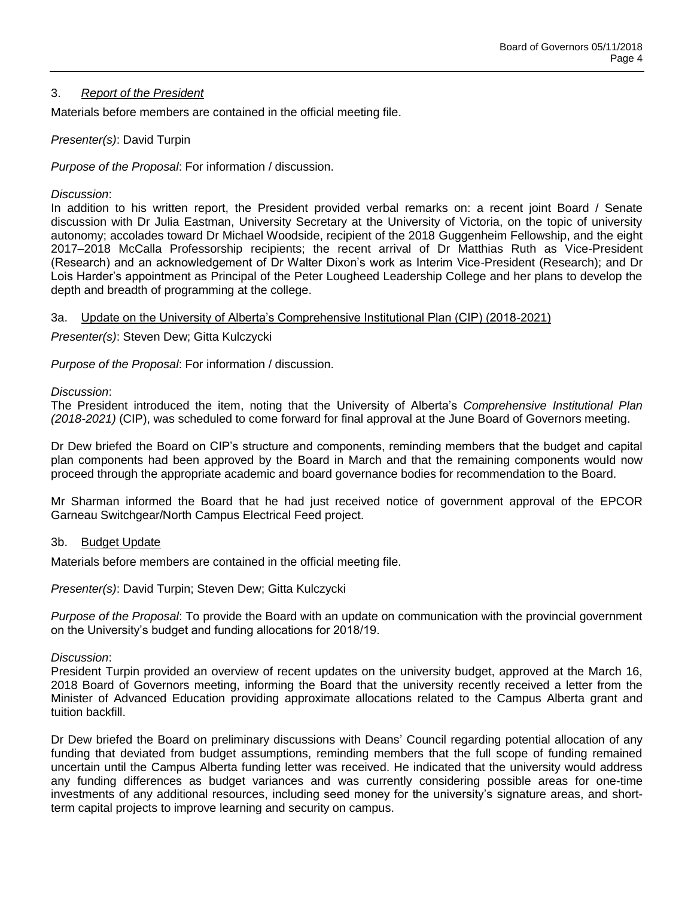## 3. *Report of the President*

Materials before members are contained in the official meeting file.

*Presenter(s)*: David Turpin

*Purpose of the Proposal*: For information / discussion.

*Discussion*:
In addition to his written report, the President provided verbal remarks on: a recent joint Board / Senate discussion with Dr Julia Eastman, University Secretary at the University of Victoria, on the topic of university autonomy; accolades toward Dr Michael Woodside, recipient of the 2018 Guggenheim Fellowship, and the eight 2017–2018 McCalla Professorship recipients; the recent arrival of Dr Matthias Ruth as Vice-President (Research) and an acknowledgement of Dr Walter Dixon's work as Interim Vice-President (Research); and Dr Lois Harder's appointment as Principal of the Peter Lougheed Leadership College and her plans to develop the depth and breadth of programming at the college.

### 3a. Update on the University of Alberta's Comprehensive Institutional Plan (CIP) (2018-2021)

*Presenter(s)*: Steven Dew; Gitta Kulczycki

*Purpose of the Proposal*: For information / discussion.

*Discussion*:
The President introduced the item, noting that the University of Alberta's *Comprehensive Institutional Plan (2018-2021)* (CIP), was scheduled to come forward for final approval at the June Board of Governors meeting.

Dr Dew briefed the Board on CIP's structure and components, reminding members that the budget and capital plan components had been approved by the Board in March and that the remaining components would now proceed through the appropriate academic and board governance bodies for recommendation to the Board.

Mr Sharman informed the Board that he had just received notice of government approval of the EPCOR Garneau Switchgear/North Campus Electrical Feed project.

### 3b. Budget Update

Materials before members are contained in the official meeting file.

*Presenter(s)*: David Turpin; Steven Dew; Gitta Kulczycki

*Purpose of the Proposal*: To provide the Board with an update on communication with the provincial government on the University's budget and funding allocations for 2018/19.

*Discussion*:
President Turpin provided an overview of recent updates on the university budget, approved at the March 16, 2018 Board of Governors meeting, informing the Board that the university recently received a letter from the Minister of Advanced Education providing approximate allocations related to the Campus Alberta grant and tuition backfill.

Dr Dew briefed the Board on preliminary discussions with Deans' Council regarding potential allocation of any funding that deviated from budget assumptions, reminding members that the full scope of funding remained uncertain until the Campus Alberta funding letter was received. He indicated that the university would address any funding differences as budget variances and was currently considering possible areas for one-time investments of any additional resources, including seed money for the university's signature areas, and short-term capital projects to improve learning and security on campus.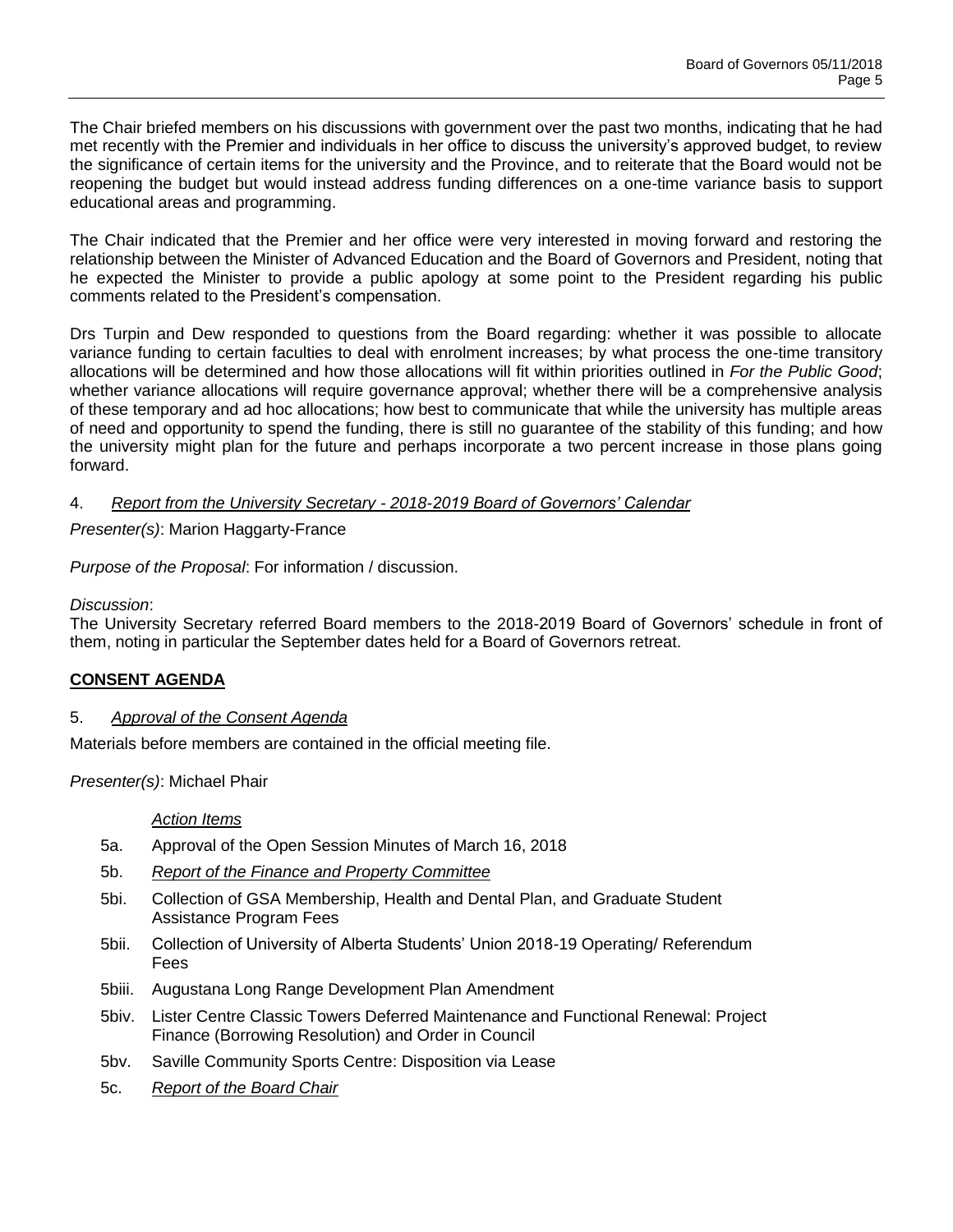The Chair briefed members on his discussions with government over the past two months, indicating that he had met recently with the Premier and individuals in her office to discuss the university's approved budget, to review the significance of certain items for the university and the Province, and to reiterate that the Board would not be reopening the budget but would instead address funding differences on a one-time variance basis to support educational areas and programming.

The Chair indicated that the Premier and her office were very interested in moving forward and restoring the relationship between the Minister of Advanced Education and the Board of Governors and President, noting that he expected the Minister to provide a public apology at some point to the President regarding his public comments related to the President's compensation.

Drs Turpin and Dew responded to questions from the Board regarding: whether it was possible to allocate variance funding to certain faculties to deal with enrolment increases; by what process the one-time transitory allocations will be determined and how those allocations will fit within priorities outlined in *For the Public Good*; whether variance allocations will require governance approval; whether there will be a comprehensive analysis of these temporary and ad hoc allocations; how best to communicate that while the university has multiple areas of need and opportunity to spend the funding, there is still no guarantee of the stability of this funding; and how the university might plan for the future and perhaps incorporate a two percent increase in those plans going forward.

4. *Report from the University Secretary - 2018-2019 Board of Governors' Calendar*

*Presenter(s)*: Marion Haggarty-France

*Purpose of the Proposal*: For information / discussion.

*Discussion*:
The University Secretary referred Board members to the 2018-2019 Board of Governors' schedule in front of them, noting in particular the September dates held for a Board of Governors retreat.

## CONSENT AGENDA

5. *Approval of the Consent Agenda*

Materials before members are contained in the official meeting file.

*Presenter(s)*: Michael Phair

*Action Items*

- 5a. Approval of the Open Session Minutes of March 16, 2018
- 5b. *Report of the Finance and Property Committee*
- 5bi. Collection of GSA Membership, Health and Dental Plan, and Graduate Student Assistance Program Fees
- 5bii. Collection of University of Alberta Students' Union 2018-19 Operating/ Referendum Fees
- 5biii. Augustana Long Range Development Plan Amendment
- 5biv. Lister Centre Classic Towers Deferred Maintenance and Functional Renewal: Project Finance (Borrowing Resolution) and Order in Council
- 5bv. Saville Community Sports Centre: Disposition via Lease
- 5c. *Report of the Board Chair*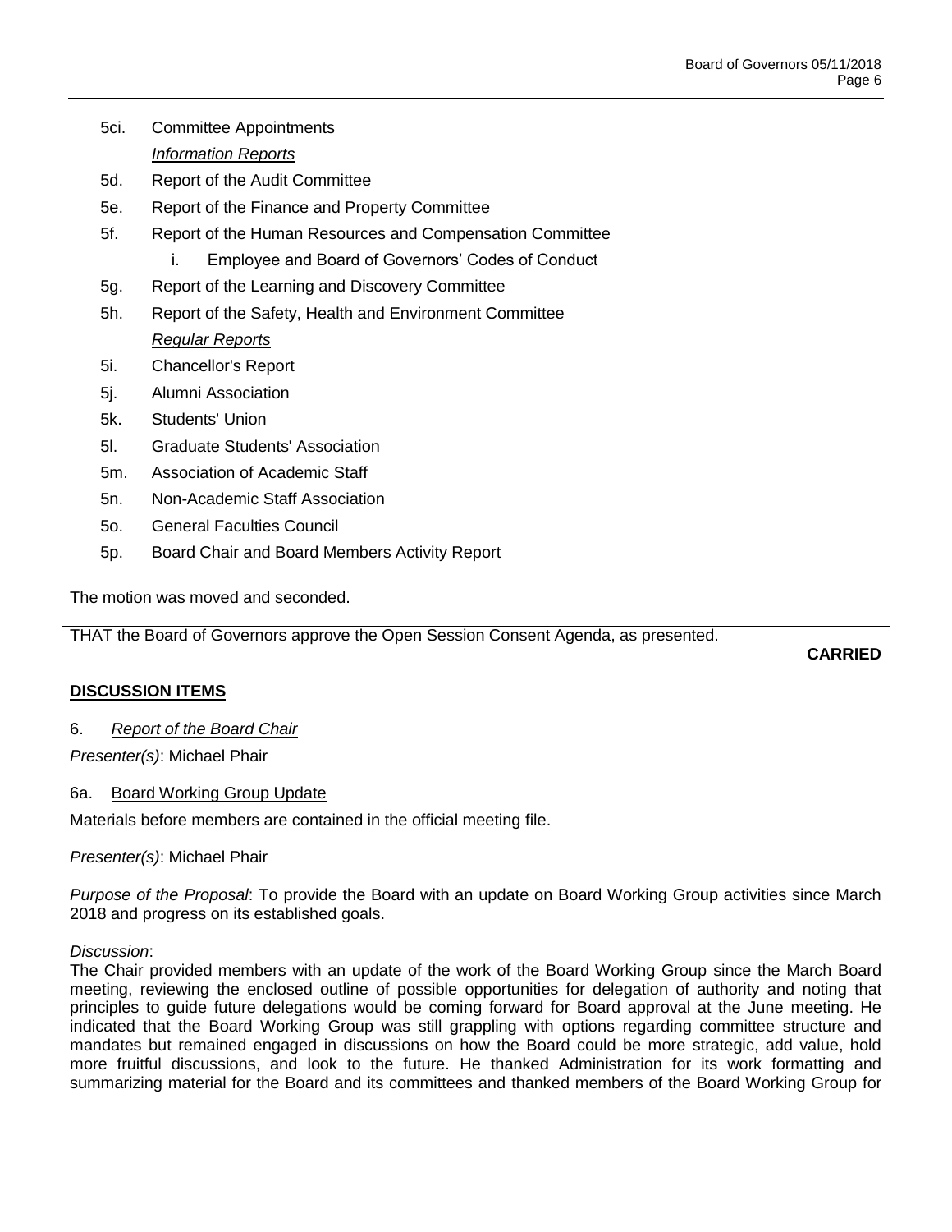5ci. Committee Appointments

*Information Reports*

5d. Report of the Audit Committee

5e. Report of the Finance and Property Committee

5f. Report of the Human Resources and Compensation Committee

  i. Employee and Board of Governors' Codes of Conduct

5g. Report of the Learning and Discovery Committee

5h. Report of the Safety, Health and Environment Committee

*Regular Reports*

5i. Chancellor's Report

5j. Alumni Association

5k. Students' Union

5l. Graduate Students' Association

5m. Association of Academic Staff

5n. Non-Academic Staff Association

5o. General Faculties Council

5p. Board Chair and Board Members Activity Report

The motion was moved and seconded.

THAT the Board of Governors approve the Open Session Consent Agenda, as presented.

**CARRIED**

## DISCUSSION ITEMS

6. *Report of the Board Chair*

*Presenter(s)*: Michael Phair

6a. Board Working Group Update

Materials before members are contained in the official meeting file.

*Presenter(s)*: Michael Phair

*Purpose of the Proposal*: To provide the Board with an update on Board Working Group activities since March 2018 and progress on its established goals.

*Discussion*:

The Chair provided members with an update of the work of the Board Working Group since the March Board meeting, reviewing the enclosed outline of possible opportunities for delegation of authority and noting that principles to guide future delegations would be coming forward for Board approval at the June meeting. He indicated that the Board Working Group was still grappling with options regarding committee structure and mandates but remained engaged in discussions on how the Board could be more strategic, add value, hold more fruitful discussions, and look to the future. He thanked Administration for its work formatting and summarizing material for the Board and its committees and thanked members of the Board Working Group for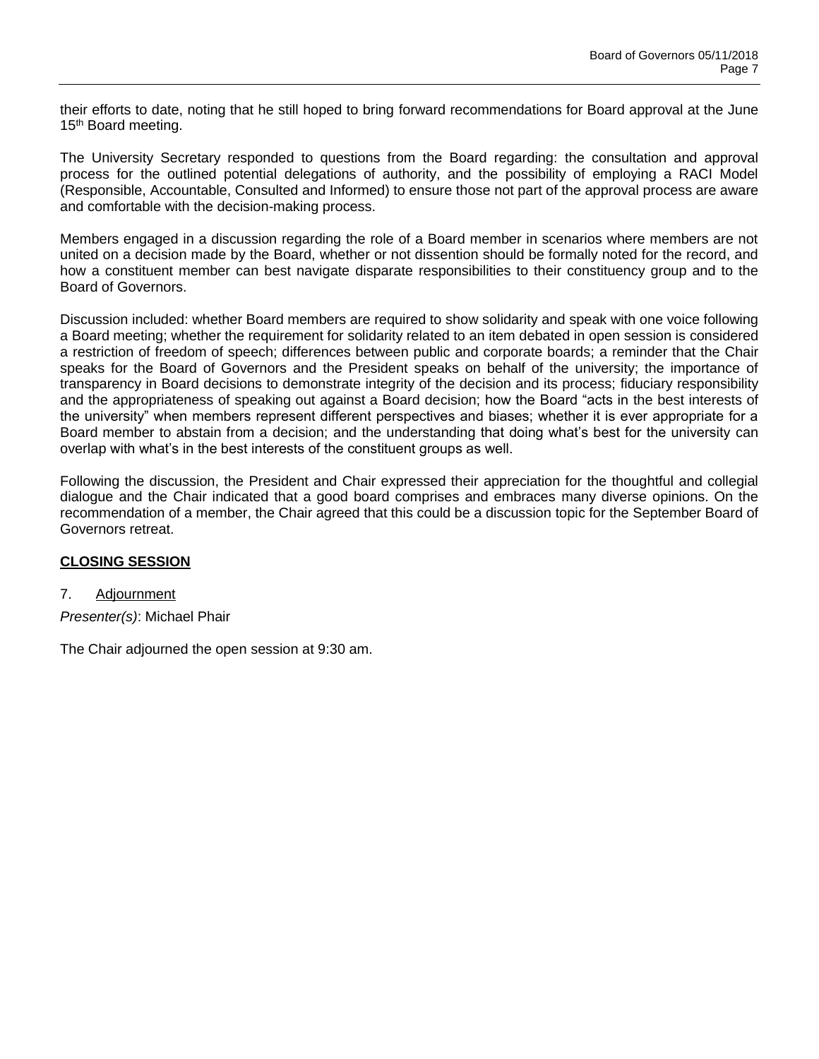their efforts to date, noting that he still hoped to bring forward recommendations for Board approval at the June 15th Board meeting.

The University Secretary responded to questions from the Board regarding: the consultation and approval process for the outlined potential delegations of authority, and the possibility of employing a RACI Model (Responsible, Accountable, Consulted and Informed) to ensure those not part of the approval process are aware and comfortable with the decision-making process.

Members engaged in a discussion regarding the role of a Board member in scenarios where members are not united on a decision made by the Board, whether or not dissention should be formally noted for the record, and how a constituent member can best navigate disparate responsibilities to their constituency group and to the Board of Governors.

Discussion included: whether Board members are required to show solidarity and speak with one voice following a Board meeting; whether the requirement for solidarity related to an item debated in open session is considered a restriction of freedom of speech; differences between public and corporate boards; a reminder that the Chair speaks for the Board of Governors and the President speaks on behalf of the university; the importance of transparency in Board decisions to demonstrate integrity of the decision and its process; fiduciary responsibility and the appropriateness of speaking out against a Board decision; how the Board "acts in the best interests of the university" when members represent different perspectives and biases; whether it is ever appropriate for a Board member to abstain from a decision; and the understanding that doing what's best for the university can overlap with what's in the best interests of the constituent groups as well.

Following the discussion, the President and Chair expressed their appreciation for the thoughtful and collegial dialogue and the Chair indicated that a good board comprises and embraces many diverse opinions. On the recommendation of a member, the Chair agreed that this could be a discussion topic for the September Board of Governors retreat.

## CLOSING SESSION

7. Adjournment

*Presenter(s)*: Michael Phair

The Chair adjourned the open session at 9:30 am.